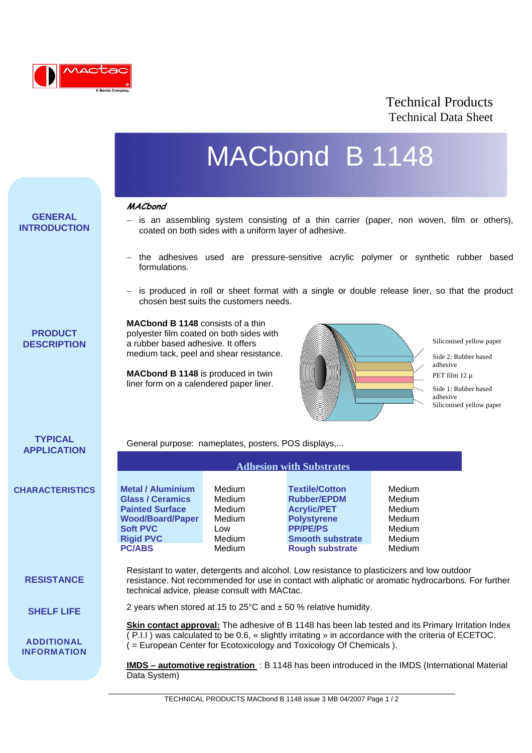Technical Products
Technical Data Sheet

# MACbond B 1148

## GENERAL INTRODUCTION

***MACbond***

- is an assembling system consisting of a thin carrier (paper, non woven, film or others), coated on both sides with a uniform layer of adhesive.
- the adhesives used are pressure-sensitive acrylic polymer or synthetic rubber based formulations.
- is produced in roll or sheet format with a single or double release liner, so that the product chosen best suits the customers needs.

## PRODUCT DESCRIPTION

**MACbond B 1148** consists of a thin polyester film coated on both sides with a rubber based adhesive. It offers medium tack, peel and shear resistance.

**MACbond B 1148** is produced in twin liner form on a calendered paper liner.

Siliconised yellow paper
Side 2: Rubber based adhesive
PET film 12 µ
Side 1: Rubber based adhesive
Siliconised yellow paper

## TYPICAL APPLICATION

General purpose: nameplates, posters, POS displays,...

## CHARACTERISTICS

**Adhesion with Substrates**

| Substrate | Adhesion | Substrate | Adhesion |
|---|---|---|---|
| **Metal / Aluminium** | Medium | **Textile/Cotton** | Medium |
| **Glass / Ceramics** | Medium | **Rubber/EPDM** | Medium |
| **Painted Surface** | Medium | **Acrylic/PET** | Medium |
| **Wood/Board/Paper** | Medium | **Polystyrene** | Medium |
| **Soft PVC** | Low | **PP/PE/PS** | Medium |
| **Rigid PVC** | Medium | **Smooth substrate** | Medium |
| **PC/ABS** | Medium | **Rough substrate** | Medium |

## RESISTANCE

Resistant to water, detergents and alcohol. Low resistance to plasticizers and low outdoor resistance. Not recommended for use in contact with aliphatic or aromatic hydrocarbons. For further technical advice, please consult with MACtac.

## SHELF LIFE

2 years when stored at 15 to 25°C and ± 50 % relative humidity.

## ADDITIONAL INFORMATION

**Skin contact approval:** The adhesive of B 1148 has been lab tested and its Primary Irritation Index ( P.I.I ) was calculated to be 0.6, « slightly irritating » in accordance with the criteria of ECETOC. ( = European Center for Ecotoxicology and Toxicology Of Chemicals ).

**IMDS – automotive registration** : B 1148 has been introduced in the IMDS (International Material Data System)

TECHNICAL PRODUCTS MACbond B 1148 issue 3 MB 04/2007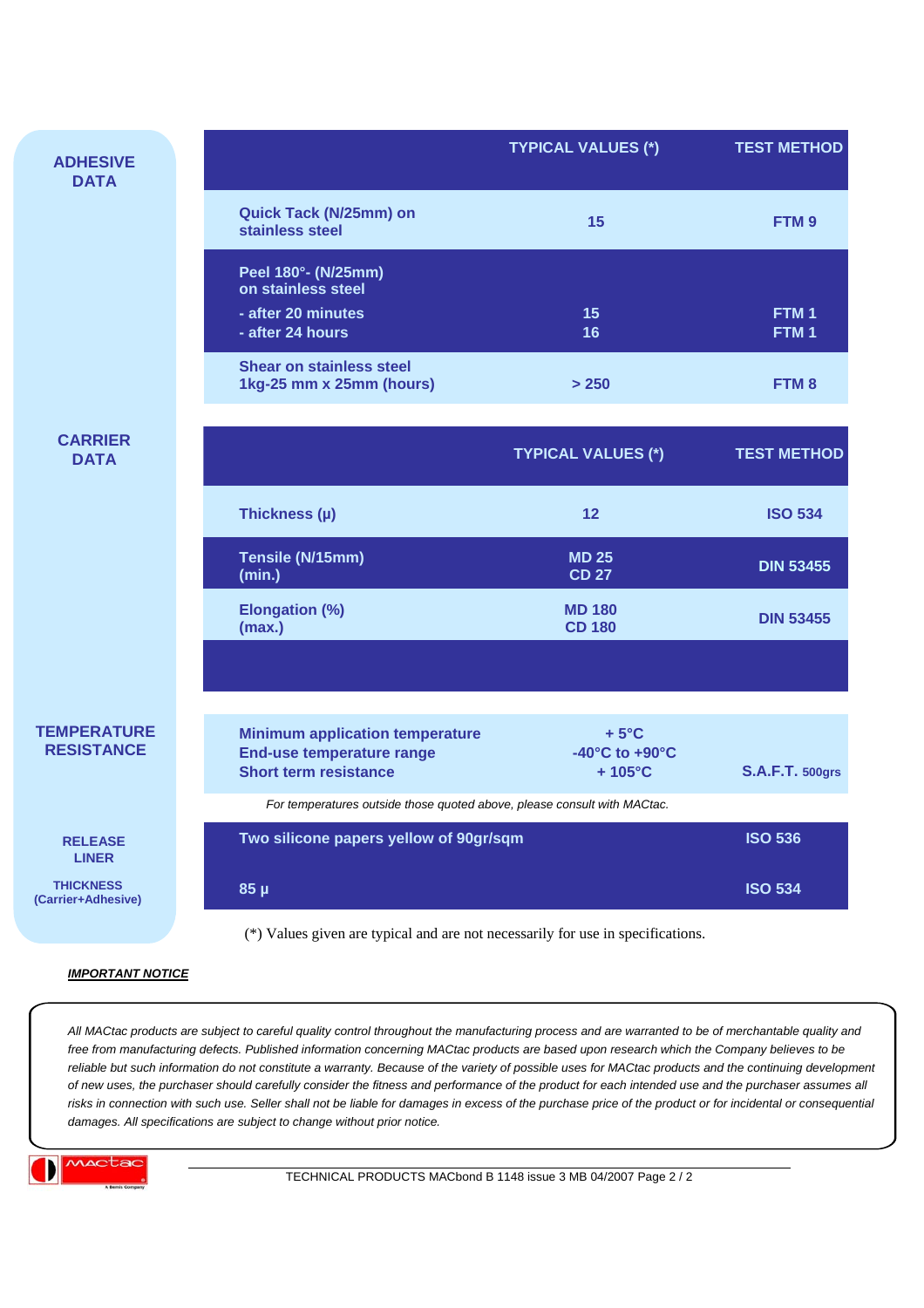## ADHESIVE DATA

| | TYPICAL VALUES (*) | TEST METHOD |
|---|---|---|
| Quick Tack (N/25mm) on stainless steel | 15 | FTM 9 |
| Peel 180°- (N/25mm) on stainless steel | | |
| - after 20 minutes | 15 | FTM 1 |
| - after 24 hours | 16 | FTM 1 |
| Shear on stainless steel 1kg-25 mm x 25mm (hours) | > 250 | FTM 8 |

## CARRIER DATA

| | TYPICAL VALUES (*) | TEST METHOD |
|---|---|---|
| Thickness (μ) | 12 | ISO 534 |
| Tensile (N/15mm) (min.) | MD 25<br>CD 27 | DIN 53455 |
| Elongation (%) (max.) | MD 180<br>CD 180 | DIN 53455 |

## TEMPERATURE RESISTANCE

| | | |
|---|---|---|
| Minimum application temperature | + 5°C | |
| End-use temperature range | -40°C to +90°C | |
| Short term resistance | + 105°C | S.A.F.T. 500grs |

*For temperatures outside those quoted above, please consult with MACtac.*

| | | |
|---|---|---|
| **RELEASE LINER** | Two silicone papers yellow of 90gr/sqm | ISO 536 |
| **THICKNESS (Carrier+Adhesive)** | 85 μ | ISO 534 |

(*) Values given are typical and are not necessarily for use in specifications.

***IMPORTANT NOTICE***

*All MACtac products are subject to careful quality control throughout the manufacturing process and are warranted to be of merchantable quality and free from manufacturing defects. Published information concerning MACtac products are based upon research which the Company believes to be reliable but such information do not constitute a warranty. Because of the variety of possible uses for MACtac products and the continuing development of new uses, the purchaser should carefully consider the fitness and performance of the product for each intended use and the purchaser assumes all risks in connection with such use. Seller shall not be liable for damages in excess of the purchase price of the product or for incidental or consequential damages. All specifications are subject to change without prior notice.*

TECHNICAL PRODUCTS MACbond B 1148 issue 3 MB 04/2007